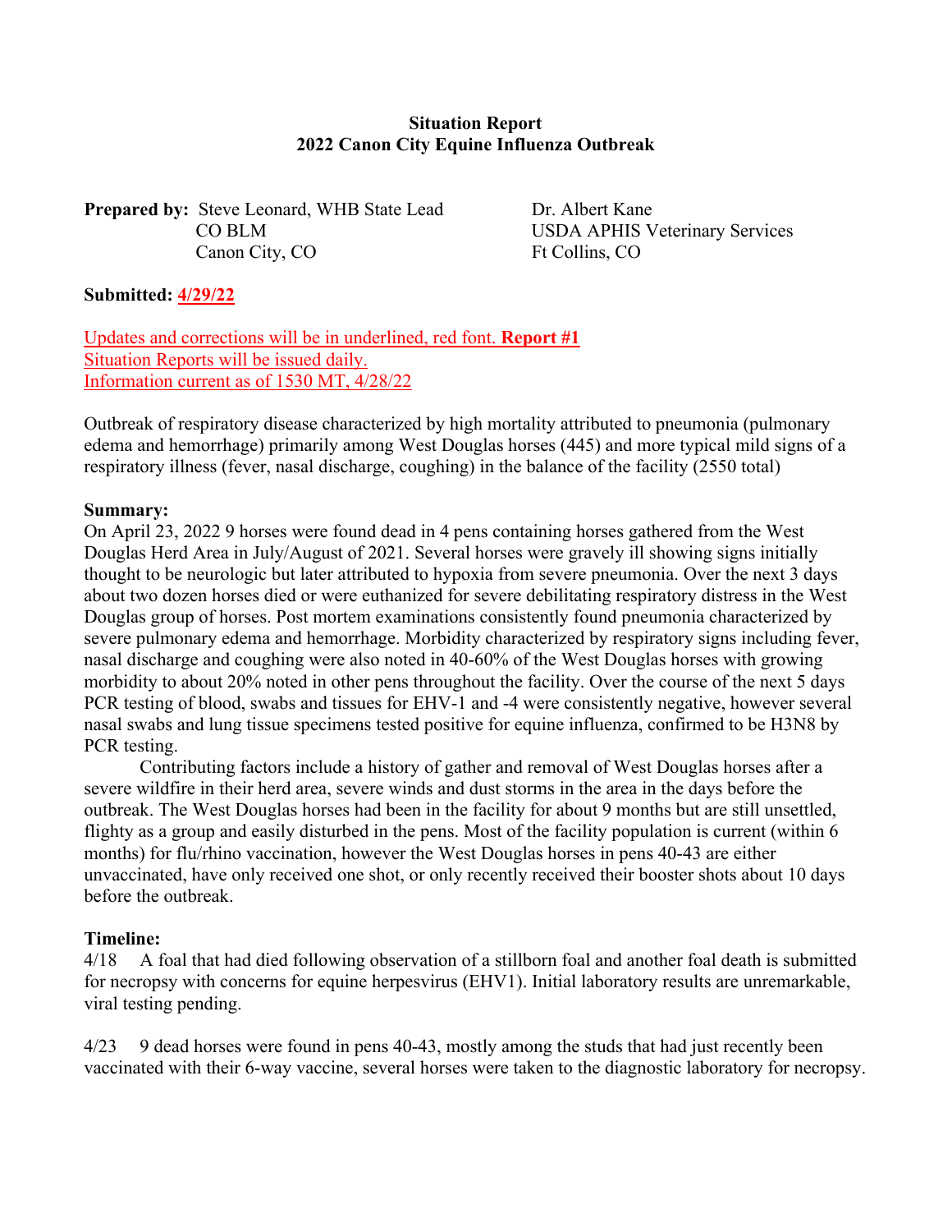**Situation Report**
**2022 Canon City Equine Influenza Outbreak**

**Prepared by:** Steve Leonard, WHB State Lead
CO BLM
Canon City, CO

Dr. Albert Kane
USDA APHIS Veterinary Services
Ft Collins, CO

**Submitted: 4/29/22**

Updates and corrections will be in underlined, red font. **Report #1**
Situation Reports will be issued daily.
Information current as of 1530 MT, 4/28/22

Outbreak of respiratory disease characterized by high mortality attributed to pneumonia (pulmonary edema and hemorrhage) primarily among West Douglas horses (445) and more typical mild signs of a respiratory illness (fever, nasal discharge, coughing) in the balance of the facility (2550 total)

**Summary:**
On April 23, 2022 9 horses were found dead in 4 pens containing horses gathered from the West Douglas Herd Area in July/August of 2021. Several horses were gravely ill showing signs initially thought to be neurologic but later attributed to hypoxia from severe pneumonia. Over the next 3 days about two dozen horses died or were euthanized for severe debilitating respiratory distress in the West Douglas group of horses. Post mortem examinations consistently found pneumonia characterized by severe pulmonary edema and hemorrhage. Morbidity characterized by respiratory signs including fever, nasal discharge and coughing were also noted in 40-60% of the West Douglas horses with growing morbidity to about 20% noted in other pens throughout the facility. Over the course of the next 5 days PCR testing of blood, swabs and tissues for EHV-1 and -4 were consistently negative, however several nasal swabs and lung tissue specimens tested positive for equine influenza, confirmed to be H3N8 by PCR testing.

Contributing factors include a history of gather and removal of West Douglas horses after a severe wildfire in their herd area, severe winds and dust storms in the area in the days before the outbreak. The West Douglas horses had been in the facility for about 9 months but are still unsettled, flighty as a group and easily disturbed in the pens. Most of the facility population is current (within 6 months) for flu/rhino vaccination, however the West Douglas horses in pens 40-43 are either unvaccinated, have only received one shot, or only recently received their booster shots about 10 days before the outbreak.

**Timeline:**

4/18 A foal that had died following observation of a stillborn foal and another foal death is submitted for necropsy with concerns for equine herpesvirus (EHV1). Initial laboratory results are unremarkable, viral testing pending.

4/23 9 dead horses were found in pens 40-43, mostly among the studs that had just recently been vaccinated with their 6-way vaccine, several horses were taken to the diagnostic laboratory for necropsy.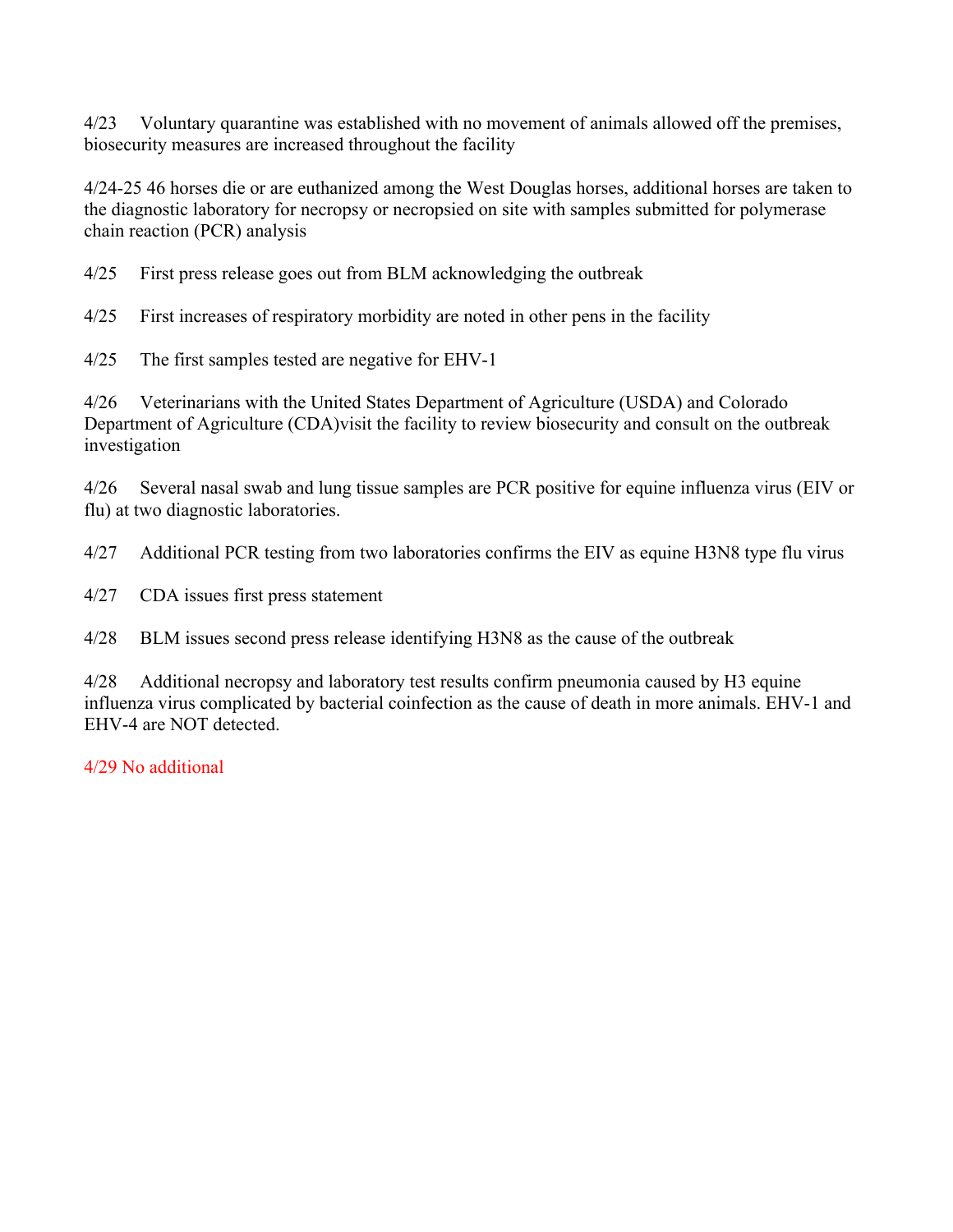4/23 Voluntary quarantine was established with no movement of animals allowed off the premises, biosecurity measures are increased throughout the facility

4/24-25 46 horses die or are euthanized among the West Douglas horses, additional horses are taken to the diagnostic laboratory for necropsy or necropsied on site with samples submitted for polymerase chain reaction (PCR) analysis

4/25 First press release goes out from BLM acknowledging the outbreak

4/25 First increases of respiratory morbidity are noted in other pens in the facility

4/25 The first samples tested are negative for EHV-1

4/26 Veterinarians with the United States Department of Agriculture (USDA) and Colorado Department of Agriculture (CDA)visit the facility to review biosecurity and consult on the outbreak investigation

4/26 Several nasal swab and lung tissue samples are PCR positive for equine influenza virus (EIV or flu) at two diagnostic laboratories.

4/27 Additional PCR testing from two laboratories confirms the EIV as equine H3N8 type flu virus

4/27 CDA issues first press statement

4/28 BLM issues second press release identifying H3N8 as the cause of the outbreak

4/28 Additional necropsy and laboratory test results confirm pneumonia caused by H3 equine influenza virus complicated by bacterial coinfection as the cause of death in more animals. EHV-1 and EHV-4 are NOT detected.

4/29 No additional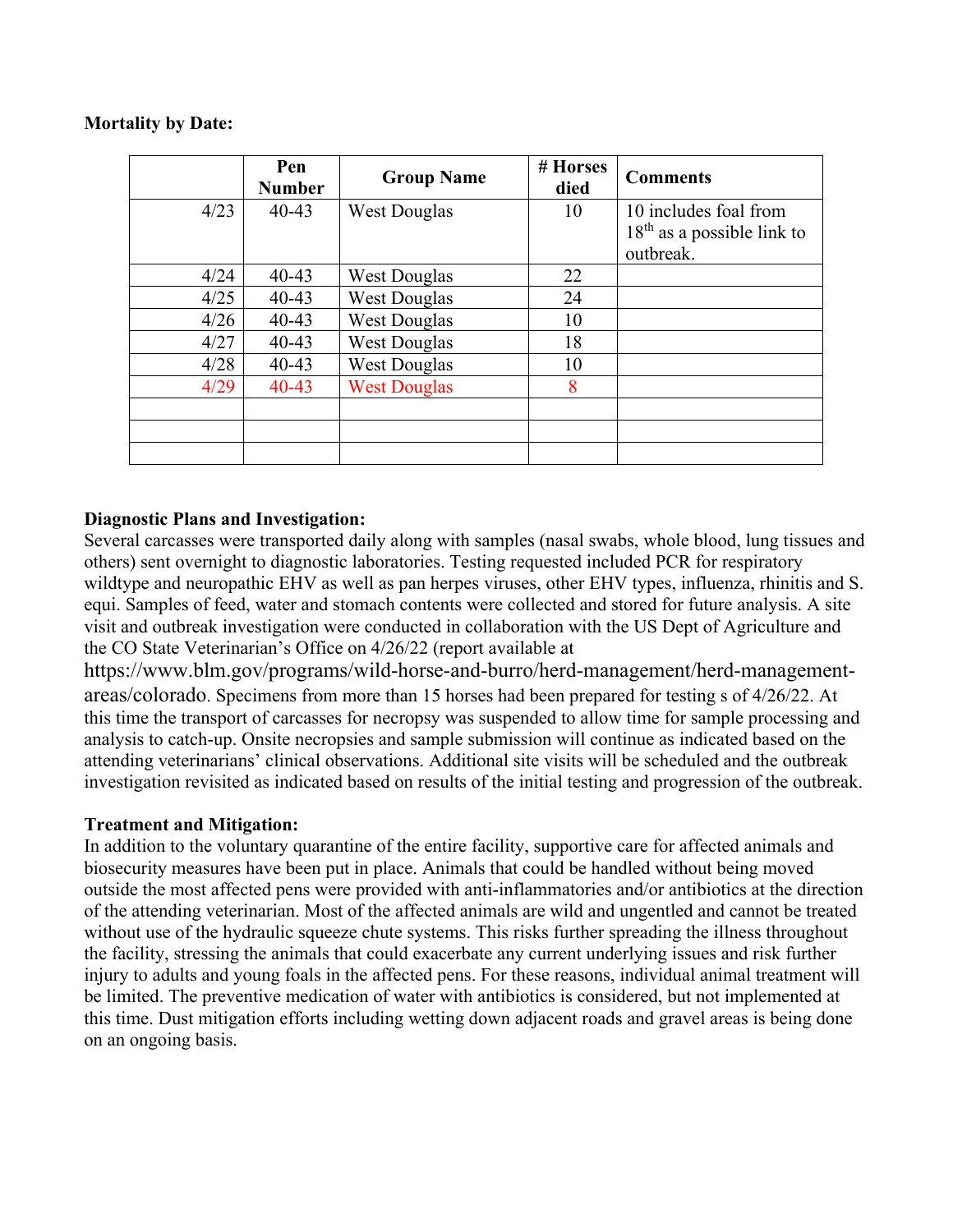**Mortality by Date:**

| | Pen Number | Group Name | # Horses died | Comments |
|---|---|---|---|---|
| 4/23 | 40-43 | West Douglas | 10 | 10 includes foal from 18th as a possible link to outbreak. |
| 4/24 | 40-43 | West Douglas | 22 | |
| 4/25 | 40-43 | West Douglas | 24 | |
| 4/26 | 40-43 | West Douglas | 10 | |
| 4/27 | 40-43 | West Douglas | 18 | |
| 4/28 | 40-43 | West Douglas | 10 | |
| 4/29 | 40-43 | West Douglas | 8 | |
| | | | | |
| | | | | |
| | | | | |

**Diagnostic Plans and Investigation:**
Several carcasses were transported daily along with samples (nasal swabs, whole blood, lung tissues and others) sent overnight to diagnostic laboratories. Testing requested included PCR for respiratory wildtype and neuropathic EHV as well as pan herpes viruses, other EHV types, influenza, rhinitis and S. equi. Samples of feed, water and stomach contents were collected and stored for future analysis. A site visit and outbreak investigation were conducted in collaboration with the US Dept of Agriculture and the CO State Veterinarian's Office on 4/26/22 (report available at https://www.blm.gov/programs/wild-horse-and-burro/herd-management/herd-management-areas/colorado. Specimens from more than 15 horses had been prepared for testing s of 4/26/22. At this time the transport of carcasses for necropsy was suspended to allow time for sample processing and analysis to catch-up. Onsite necropsies and sample submission will continue as indicated based on the attending veterinarians' clinical observations. Additional site visits will be scheduled and the outbreak investigation revisited as indicated based on results of the initial testing and progression of the outbreak.

**Treatment and Mitigation:**
In addition to the voluntary quarantine of the entire facility, supportive care for affected animals and biosecurity measures have been put in place. Animals that could be handled without being moved outside the most affected pens were provided with anti-inflammatories and/or antibiotics at the direction of the attending veterinarian. Most of the affected animals are wild and ungentled and cannot be treated without use of the hydraulic squeeze chute systems. This risks further spreading the illness throughout the facility, stressing the animals that could exacerbate any current underlying issues and risk further injury to adults and young foals in the affected pens. For these reasons, individual animal treatment will be limited. The preventive medication of water with antibiotics is considered, but not implemented at this time. Dust mitigation efforts including wetting down adjacent roads and gravel areas is being done on an ongoing basis.